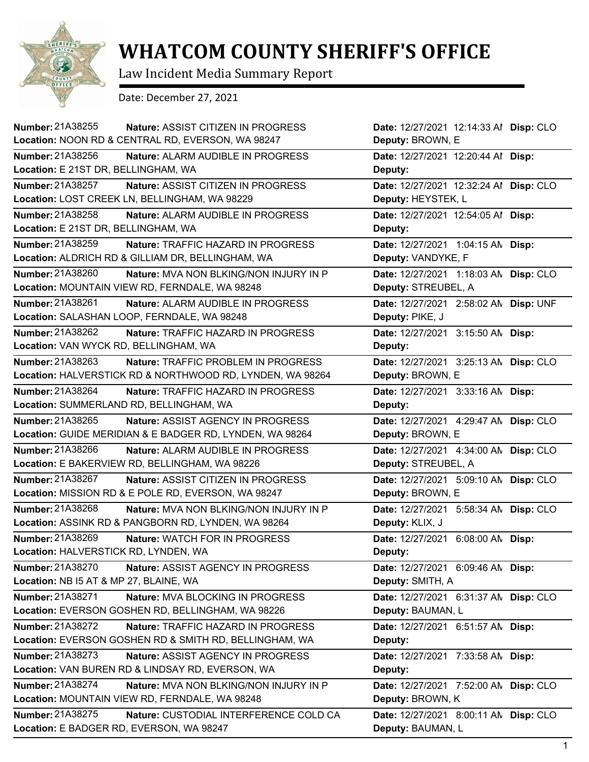# WHATCOM COUNTY SHERIFF'S OFFICE

Law Incident Media Summary Report

Date: December 27, 2021

| Number | Nature | Location | Date | Deputy | Disp |
|---|---|---|---|---|---|
| 21A38255 | ASSIST CITIZEN IN PROGRESS | NOON RD & CENTRAL RD, EVERSON, WA 98247 | 12/27/2021 12:14:33 AM | BROWN, E | CLO |
| 21A38256 | ALARM AUDIBLE IN PROGRESS | E 21ST DR, BELLINGHAM, WA | 12/27/2021 12:20:44 AM | | |
| 21A38257 | ASSIST CITIZEN IN PROGRESS | LOST CREEK LN, BELLINGHAM, WA 98229 | 12/27/2021 12:32:24 AM | HEYSTEK, L | CLO |
| 21A38258 | ALARM AUDIBLE IN PROGRESS | E 21ST DR, BELLINGHAM, WA | 12/27/2021 12:54:05 AM | | |
| 21A38259 | TRAFFIC HAZARD IN PROGRESS | ALDRICH RD & GILLIAM DR, BELLINGHAM, WA | 12/27/2021 1:04:15 AM | VANDYKE, F | |
| 21A38260 | MVA NON BLKING/NON INJURY IN P | MOUNTAIN VIEW RD, FERNDALE, WA 98248 | 12/27/2021 1:18:03 AM | STREUBEL, A | CLO |
| 21A38261 | ALARM AUDIBLE IN PROGRESS | SALASHAN LOOP, FERNDALE, WA 98248 | 12/27/2021 2:58:02 AM | PIKE, J | UNF |
| 21A38262 | TRAFFIC HAZARD IN PROGRESS | VAN WYCK RD, BELLINGHAM, WA | 12/27/2021 3:15:50 AM | | |
| 21A38263 | TRAFFIC PROBLEM IN PROGRESS | HALVERSTICK RD & NORTHWOOD RD, LYNDEN, WA 98264 | 12/27/2021 3:25:13 AM | BROWN, E | CLO |
| 21A38264 | TRAFFIC HAZARD IN PROGRESS | SUMMERLAND RD, BELLINGHAM, WA | 12/27/2021 3:33:16 AM | | |
| 21A38265 | ASSIST AGENCY IN PROGRESS | GUIDE MERIDIAN & E BADGER RD, LYNDEN, WA 98264 | 12/27/2021 4:29:47 AM | BROWN, E | CLO |
| 21A38266 | ALARM AUDIBLE IN PROGRESS | E BAKERVIEW RD, BELLINGHAM, WA 98226 | 12/27/2021 4:34:00 AM | STREUBEL, A | CLO |
| 21A38267 | ASSIST CITIZEN IN PROGRESS | MISSION RD & E POLE RD, EVERSON, WA 98247 | 12/27/2021 5:09:10 AM | BROWN, E | CLO |
| 21A38268 | MVA NON BLKING/NON INJURY IN P | ASSINK RD & PANGBORN RD, LYNDEN, WA 98264 | 12/27/2021 5:58:34 AM | KLIX, J | CLO |
| 21A38269 | WATCH FOR IN PROGRESS | HALVERSTICK RD, LYNDEN, WA | 12/27/2021 6:08:00 AM | | |
| 21A38270 | ASSIST AGENCY IN PROGRESS | NB I5 AT & MP 27, BLAINE, WA | 12/27/2021 6:09:46 AM | SMITH, A | |
| 21A38271 | MVA BLOCKING IN PROGRESS | EVERSON GOSHEN RD, BELLINGHAM, WA 98226 | 12/27/2021 6:31:37 AM | BAUMAN, L | CLO |
| 21A38272 | TRAFFIC HAZARD IN PROGRESS | EVERSON GOSHEN RD & SMITH RD, BELLINGHAM, WA | 12/27/2021 6:51:57 AM | | |
| 21A38273 | ASSIST AGENCY IN PROGRESS | VAN BUREN RD & LINDSAY RD, EVERSON, WA | 12/27/2021 7:33:58 AM | | |
| 21A38274 | MVA NON BLKING/NON INJURY IN P | MOUNTAIN VIEW RD, FERNDALE, WA 98248 | 12/27/2021 7:52:00 AM | BROWN, K | CLO |
| 21A38275 | CUSTODIAL INTERFERENCE COLD CA | E BADGER RD, EVERSON, WA 98247 | 12/27/2021 8:00:11 AM | BAUMAN, L | CLO |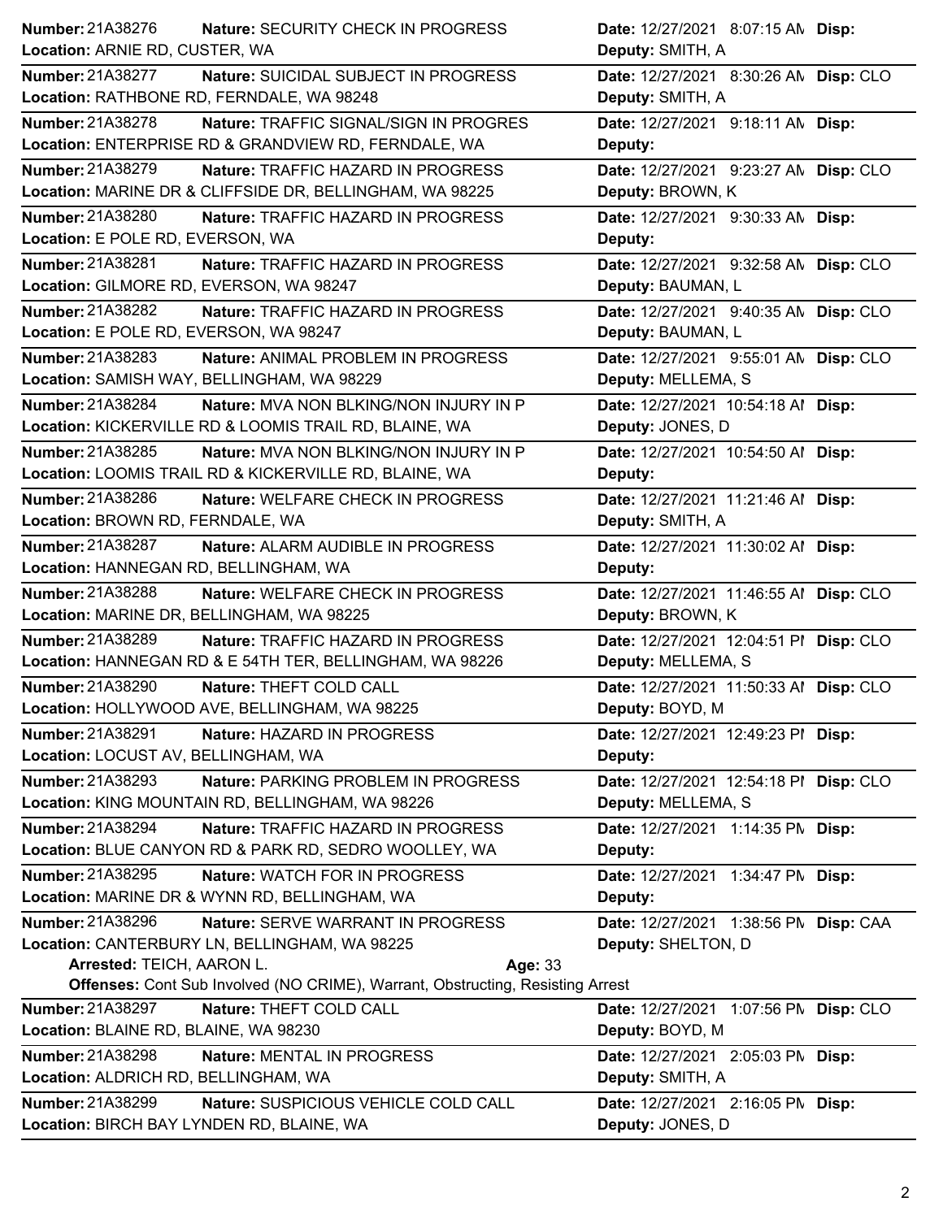**Number:** 21A38276 **Nature:** SECURITY CHECK IN PROGRESS **Date:** 12/27/2021 8:07:15 AM **Disp:**
**Location:** ARNIE RD, CUSTER, WA **Deputy:** SMITH, A

---

**Number:** 21A38277 **Nature:** SUICIDAL SUBJECT IN PROGRESS **Date:** 12/27/2021 8:30:26 AM **Disp:** CLO
**Location:** RATHBONE RD, FERNDALE, WA 98248 **Deputy:** SMITH, A

---

**Number:** 21A38278 **Nature:** TRAFFIC SIGNAL/SIGN IN PROGRES **Date:** 12/27/2021 9:18:11 AM **Disp:**
**Location:** ENTERPRISE RD & GRANDVIEW RD, FERNDALE, WA **Deputy:**

---

**Number:** 21A38279 **Nature:** TRAFFIC HAZARD IN PROGRESS **Date:** 12/27/2021 9:23:27 AM **Disp:** CLO
**Location:** MARINE DR & CLIFFSIDE DR, BELLINGHAM, WA 98225 **Deputy:** BROWN, K

---

**Number:** 21A38280 **Nature:** TRAFFIC HAZARD IN PROGRESS **Date:** 12/27/2021 9:30:33 AM **Disp:**
**Location:** E POLE RD, EVERSON, WA **Deputy:**

---

**Number:** 21A38281 **Nature:** TRAFFIC HAZARD IN PROGRESS **Date:** 12/27/2021 9:32:58 AM **Disp:** CLO
**Location:** GILMORE RD, EVERSON, WA 98247 **Deputy:** BAUMAN, L

---

**Number:** 21A38282 **Nature:** TRAFFIC HAZARD IN PROGRESS **Date:** 12/27/2021 9:40:35 AM **Disp:** CLO
**Location:** E POLE RD, EVERSON, WA 98247 **Deputy:** BAUMAN, L

---

**Number:** 21A38283 **Nature:** ANIMAL PROBLEM IN PROGRESS **Date:** 12/27/2021 9:55:01 AM **Disp:** CLO
**Location:** SAMISH WAY, BELLINGHAM, WA 98229 **Deputy:** MELLEMA, S

---

**Number:** 21A38284 **Nature:** MVA NON BLKING/NON INJURY IN P **Date:** 12/27/2021 10:54:18 AM **Disp:**
**Location:** KICKERVILLE RD & LOOMIS TRAIL RD, BLAINE, WA **Deputy:** JONES, D

---

**Number:** 21A38285 **Nature:** MVA NON BLKING/NON INJURY IN P **Date:** 12/27/2021 10:54:50 AM **Disp:**
**Location:** LOOMIS TRAIL RD & KICKERVILLE RD, BLAINE, WA **Deputy:**

---

**Number:** 21A38286 **Nature:** WELFARE CHECK IN PROGRESS **Date:** 12/27/2021 11:21:46 AM **Disp:**
**Location:** BROWN RD, FERNDALE, WA **Deputy:** SMITH, A

---

**Number:** 21A38287 **Nature:** ALARM AUDIBLE IN PROGRESS **Date:** 12/27/2021 11:30:02 AM **Disp:**
**Location:** HANNEGAN RD, BELLINGHAM, WA **Deputy:**

---

**Number:** 21A38288 **Nature:** WELFARE CHECK IN PROGRESS **Date:** 12/27/2021 11:46:55 AM **Disp:** CLO
**Location:** MARINE DR, BELLINGHAM, WA 98225 **Deputy:** BROWN, K

---

**Number:** 21A38289 **Nature:** TRAFFIC HAZARD IN PROGRESS **Date:** 12/27/2021 12:04:51 PM **Disp:** CLO
**Location:** HANNEGAN RD & E 54TH TER, BELLINGHAM, WA 98226 **Deputy:** MELLEMA, S

---

**Number:** 21A38290 **Nature:** THEFT COLD CALL **Date:** 12/27/2021 11:50:33 AM **Disp:** CLO
**Location:** HOLLYWOOD AVE, BELLINGHAM, WA 98225 **Deputy:** BOYD, M

---

**Number:** 21A38291 **Nature:** HAZARD IN PROGRESS **Date:** 12/27/2021 12:49:23 PM **Disp:**
**Location:** LOCUST AV, BELLINGHAM, WA **Deputy:**

---

**Number:** 21A38293 **Nature:** PARKING PROBLEM IN PROGRESS **Date:** 12/27/2021 12:54:18 PM **Disp:** CLO
**Location:** KING MOUNTAIN RD, BELLINGHAM, WA 98226 **Deputy:** MELLEMA, S

---

**Number:** 21A38294 **Nature:** TRAFFIC HAZARD IN PROGRESS **Date:** 12/27/2021 1:14:35 PM **Disp:**
**Location:** BLUE CANYON RD & PARK RD, SEDRO WOOLLEY, WA **Deputy:**

---

**Number:** 21A38295 **Nature:** WATCH FOR IN PROGRESS **Date:** 12/27/2021 1:34:47 PM **Disp:**
**Location:** MARINE DR & WYNN RD, BELLINGHAM, WA **Deputy:**

---

**Number:** 21A38296 **Nature:** SERVE WARRANT IN PROGRESS **Date:** 12/27/2021 1:38:56 PM **Disp:** CAA
**Location:** CANTERBURY LN, BELLINGHAM, WA 98225 **Deputy:** SHELTON, D
**Arrested:** TEICH, AARON L. **Age:** 33
**Offenses:** Cont Sub Involved (NO CRIME), Warrant, Obstructing, Resisting Arrest

---

**Number:** 21A38297 **Nature:** THEFT COLD CALL **Date:** 12/27/2021 1:07:56 PM **Disp:** CLO
**Location:** BLAINE RD, BLAINE, WA 98230 **Deputy:** BOYD, M

---

**Number:** 21A38298 **Nature:** MENTAL IN PROGRESS **Date:** 12/27/2021 2:05:03 PM **Disp:**
**Location:** ALDRICH RD, BELLINGHAM, WA **Deputy:** SMITH, A

---

**Number:** 21A38299 **Nature:** SUSPICIOUS VEHICLE COLD CALL **Date:** 12/27/2021 2:16:05 PM **Disp:**
**Location:** BIRCH BAY LYNDEN RD, BLAINE, WA **Deputy:** JONES, D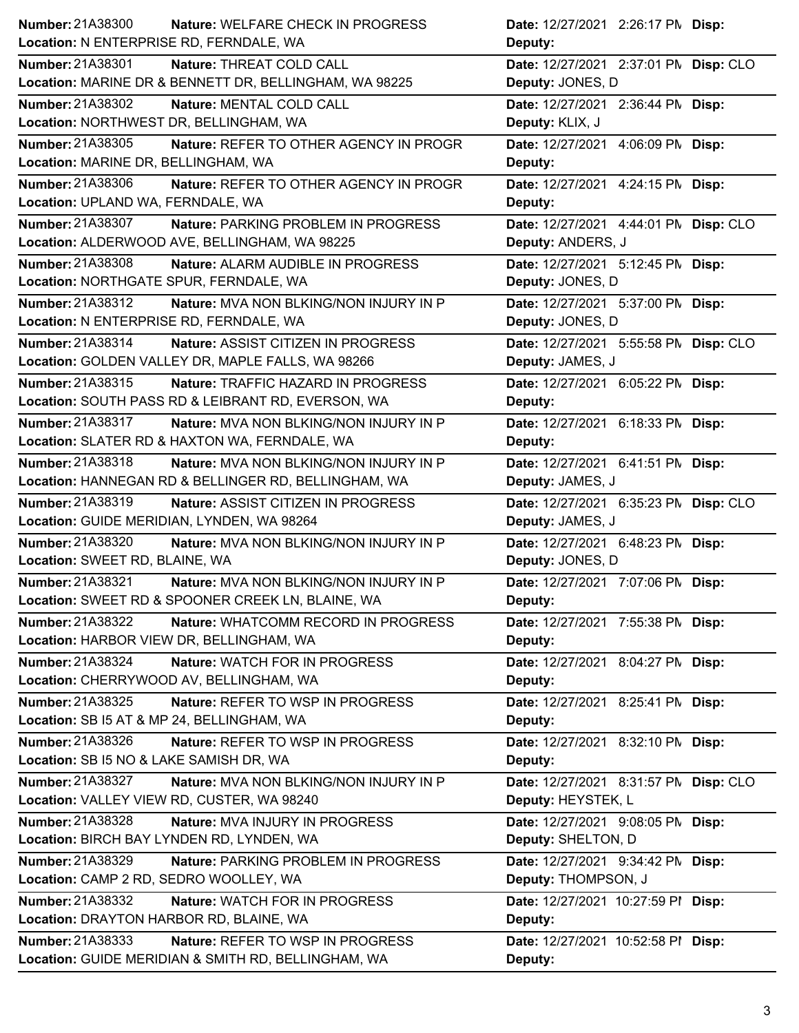**Number:** 21A38300 **Nature:** WELFARE CHECK IN PROGRESS **Date:** 12/27/2021 2:26:17 PM **Disp:**
**Location:** N ENTERPRISE RD, FERNDALE, WA **Deputy:**

**Number:** 21A38301 **Nature:** THREAT COLD CALL **Date:** 12/27/2021 2:37:01 PM **Disp:** CLO
**Location:** MARINE DR & BENNETT DR, BELLINGHAM, WA 98225 **Deputy:** JONES, D

**Number:** 21A38302 **Nature:** MENTAL COLD CALL **Date:** 12/27/2021 2:36:44 PM **Disp:**
**Location:** NORTHWEST DR, BELLINGHAM, WA **Deputy:** KLIX, J

**Number:** 21A38305 **Nature:** REFER TO OTHER AGENCY IN PROGR **Date:** 12/27/2021 4:06:09 PM **Disp:**
**Location:** MARINE DR, BELLINGHAM, WA **Deputy:**

**Number:** 21A38306 **Nature:** REFER TO OTHER AGENCY IN PROGR **Date:** 12/27/2021 4:24:15 PM **Disp:**
**Location:** UPLAND WA, FERNDALE, WA **Deputy:**

**Number:** 21A38307 **Nature:** PARKING PROBLEM IN PROGRESS **Date:** 12/27/2021 4:44:01 PM **Disp:** CLO
**Location:** ALDERWOOD AVE, BELLINGHAM, WA 98225 **Deputy:** ANDERS, J

**Number:** 21A38308 **Nature:** ALARM AUDIBLE IN PROGRESS **Date:** 12/27/2021 5:12:45 PM **Disp:**
**Location:** NORTHGATE SPUR, FERNDALE, WA **Deputy:** JONES, D

**Number:** 21A38312 **Nature:** MVA NON BLKING/NON INJURY IN P **Date:** 12/27/2021 5:37:00 PM **Disp:**
**Location:** N ENTERPRISE RD, FERNDALE, WA **Deputy:** JONES, D

**Number:** 21A38314 **Nature:** ASSIST CITIZEN IN PROGRESS **Date:** 12/27/2021 5:55:58 PM **Disp:** CLO
**Location:** GOLDEN VALLEY DR, MAPLE FALLS, WA 98266 **Deputy:** JAMES, J

**Number:** 21A38315 **Nature:** TRAFFIC HAZARD IN PROGRESS **Date:** 12/27/2021 6:05:22 PM **Disp:**
**Location:** SOUTH PASS RD & LEIBRANT RD, EVERSON, WA **Deputy:**

**Number:** 21A38317 **Nature:** MVA NON BLKING/NON INJURY IN P **Date:** 12/27/2021 6:18:33 PM **Disp:**
**Location:** SLATER RD & HAXTON WA, FERNDALE, WA **Deputy:**

**Number:** 21A38318 **Nature:** MVA NON BLKING/NON INJURY IN P **Date:** 12/27/2021 6:41:51 PM **Disp:**
**Location:** HANNEGAN RD & BELLINGER RD, BELLINGHAM, WA **Deputy:** JAMES, J

**Number:** 21A38319 **Nature:** ASSIST CITIZEN IN PROGRESS **Date:** 12/27/2021 6:35:23 PM **Disp:** CLO
**Location:** GUIDE MERIDIAN, LYNDEN, WA 98264 **Deputy:** JAMES, J

**Number:** 21A38320 **Nature:** MVA NON BLKING/NON INJURY IN P **Date:** 12/27/2021 6:48:23 PM **Disp:**
**Location:** SWEET RD, BLAINE, WA **Deputy:** JONES, D

**Number:** 21A38321 **Nature:** MVA NON BLKING/NON INJURY IN P **Date:** 12/27/2021 7:07:06 PM **Disp:**
**Location:** SWEET RD & SPOONER CREEK LN, BLAINE, WA **Deputy:**

**Number:** 21A38322 **Nature:** WHATCOMM RECORD IN PROGRESS **Date:** 12/27/2021 7:55:38 PM **Disp:**
**Location:** HARBOR VIEW DR, BELLINGHAM, WA **Deputy:**

**Number:** 21A38324 **Nature:** WATCH FOR IN PROGRESS **Date:** 12/27/2021 8:04:27 PM **Disp:**
**Location:** CHERRYWOOD AV, BELLINGHAM, WA **Deputy:**

**Number:** 21A38325 **Nature:** REFER TO WSP IN PROGRESS **Date:** 12/27/2021 8:25:41 PM **Disp:**
**Location:** SB I5 AT & MP 24, BELLINGHAM, WA **Deputy:**

**Number:** 21A38326 **Nature:** REFER TO WSP IN PROGRESS **Date:** 12/27/2021 8:32:10 PM **Disp:**
**Location:** SB I5 NO & LAKE SAMISH DR, WA **Deputy:**

**Number:** 21A38327 **Nature:** MVA NON BLKING/NON INJURY IN P **Date:** 12/27/2021 8:31:57 PM **Disp:** CLO
**Location:** VALLEY VIEW RD, CUSTER, WA 98240 **Deputy:** HEYSTEK, L

**Number:** 21A38328 **Nature:** MVA INJURY IN PROGRESS **Date:** 12/27/2021 9:08:05 PM **Disp:**
**Location:** BIRCH BAY LYNDEN RD, LYNDEN, WA **Deputy:** SHELTON, D

**Number:** 21A38329 **Nature:** PARKING PROBLEM IN PROGRESS **Date:** 12/27/2021 9:34:42 PM **Disp:**
**Location:** CAMP 2 RD, SEDRO WOOLLEY, WA **Deputy:** THOMPSON, J

**Number:** 21A38332 **Nature:** WATCH FOR IN PROGRESS **Date:** 12/27/2021 10:27:59 PM **Disp:**
**Location:** DRAYTON HARBOR RD, BLAINE, WA **Deputy:**

**Number:** 21A38333 **Nature:** REFER TO WSP IN PROGRESS **Date:** 12/27/2021 10:52:58 PM **Disp:**
**Location:** GUIDE MERIDIAN & SMITH RD, BELLINGHAM, WA **Deputy:**